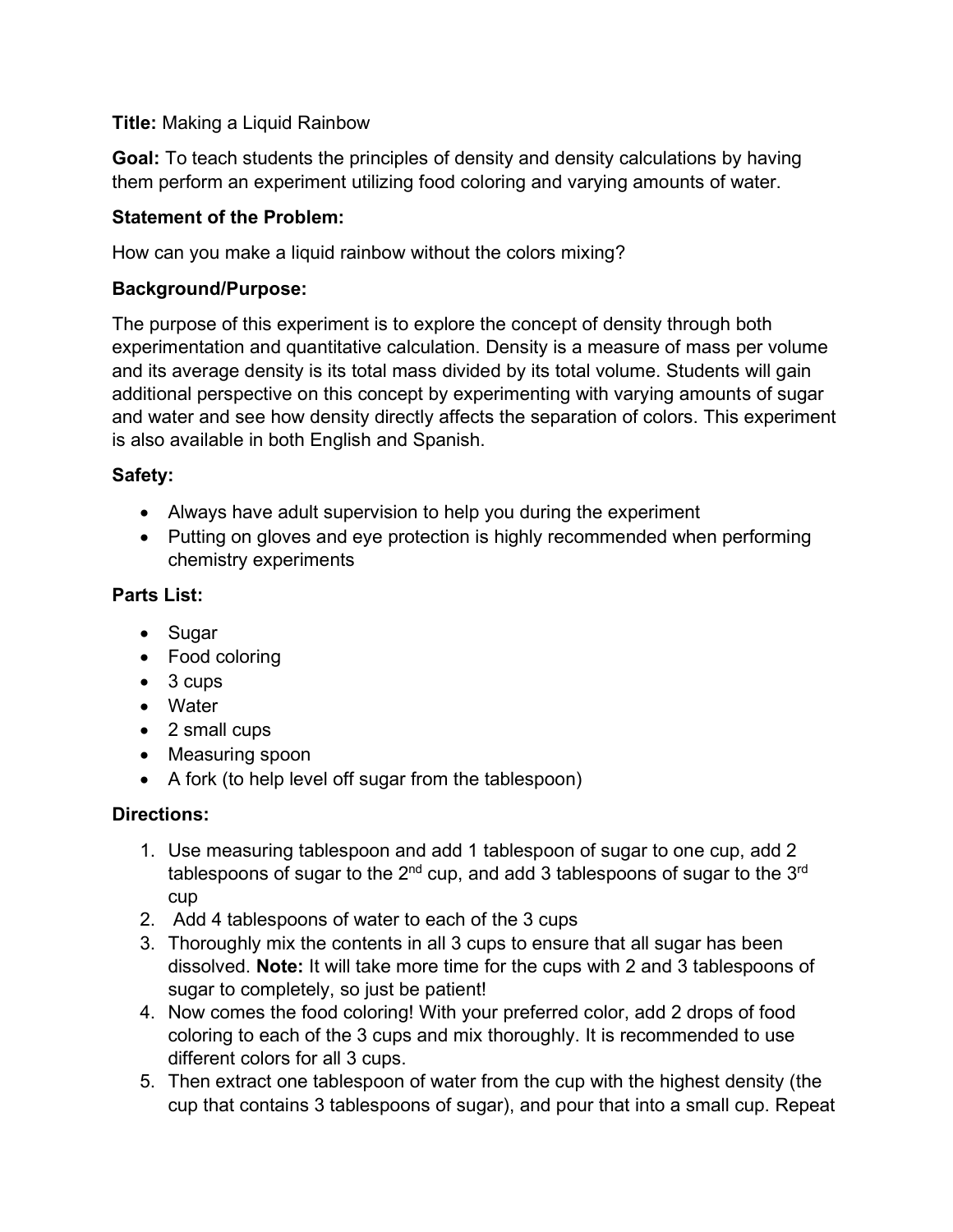**Title:** Making a Liquid Rainbow

**Goal:** To teach students the principles of density and density calculations by having them perform an experiment utilizing food coloring and varying amounts of water.

**Statement of the Problem:**

How can you make a liquid rainbow without the colors mixing?

**Background/Purpose:**

The purpose of this experiment is to explore the concept of density through both experimentation and quantitative calculation. Density is a measure of mass per volume and its average density is its total mass divided by its total volume. Students will gain additional perspective on this concept by experimenting with varying amounts of sugar and water and see how density directly affects the separation of colors. This experiment is also available in both English and Spanish.

**Safety:**

- Always have adult supervision to help you during the experiment
- Putting on gloves and eye protection is highly recommended when performing chemistry experiments

**Parts List:**

- Sugar
- Food coloring
- 3 cups
- Water
- 2 small cups
- Measuring spoon
- A fork (to help level off sugar from the tablespoon)

**Directions:**

1. Use measuring tablespoon and add 1 tablespoon of sugar to one cup, add 2 tablespoons of sugar to the 2nd cup, and add 3 tablespoons of sugar to the 3rd cup
2. Add 4 tablespoons of water to each of the 3 cups
3. Thoroughly mix the contents in all 3 cups to ensure that all sugar has been dissolved. **Note:** It will take more time for the cups with 2 and 3 tablespoons of sugar to completely, so just be patient!
4. Now comes the food coloring! With your preferred color, add 2 drops of food coloring to each of the 3 cups and mix thoroughly. It is recommended to use different colors for all 3 cups.
5. Then extract one tablespoon of water from the cup with the highest density (the cup that contains 3 tablespoons of sugar), and pour that into a small cup. Repeat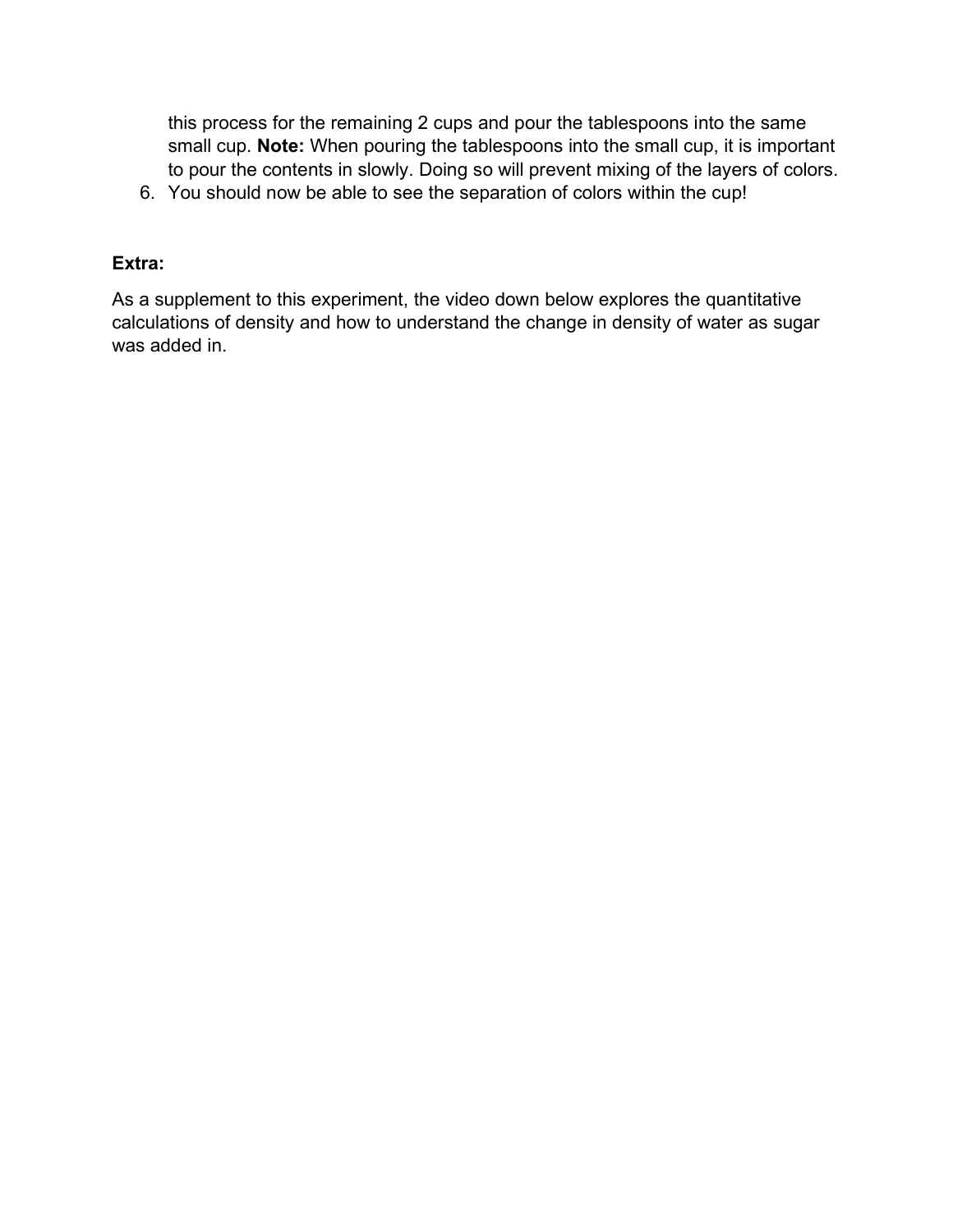this process for the remaining 2 cups and pour the tablespoons into the same small cup. **Note:** When pouring the tablespoons into the small cup, it is important to pour the contents in slowly. Doing so will prevent mixing of the layers of colors.

6. You should now be able to see the separation of colors within the cup!

**Extra:**

As a supplement to this experiment, the video down below explores the quantitative calculations of density and how to understand the change in density of water as sugar was added in.